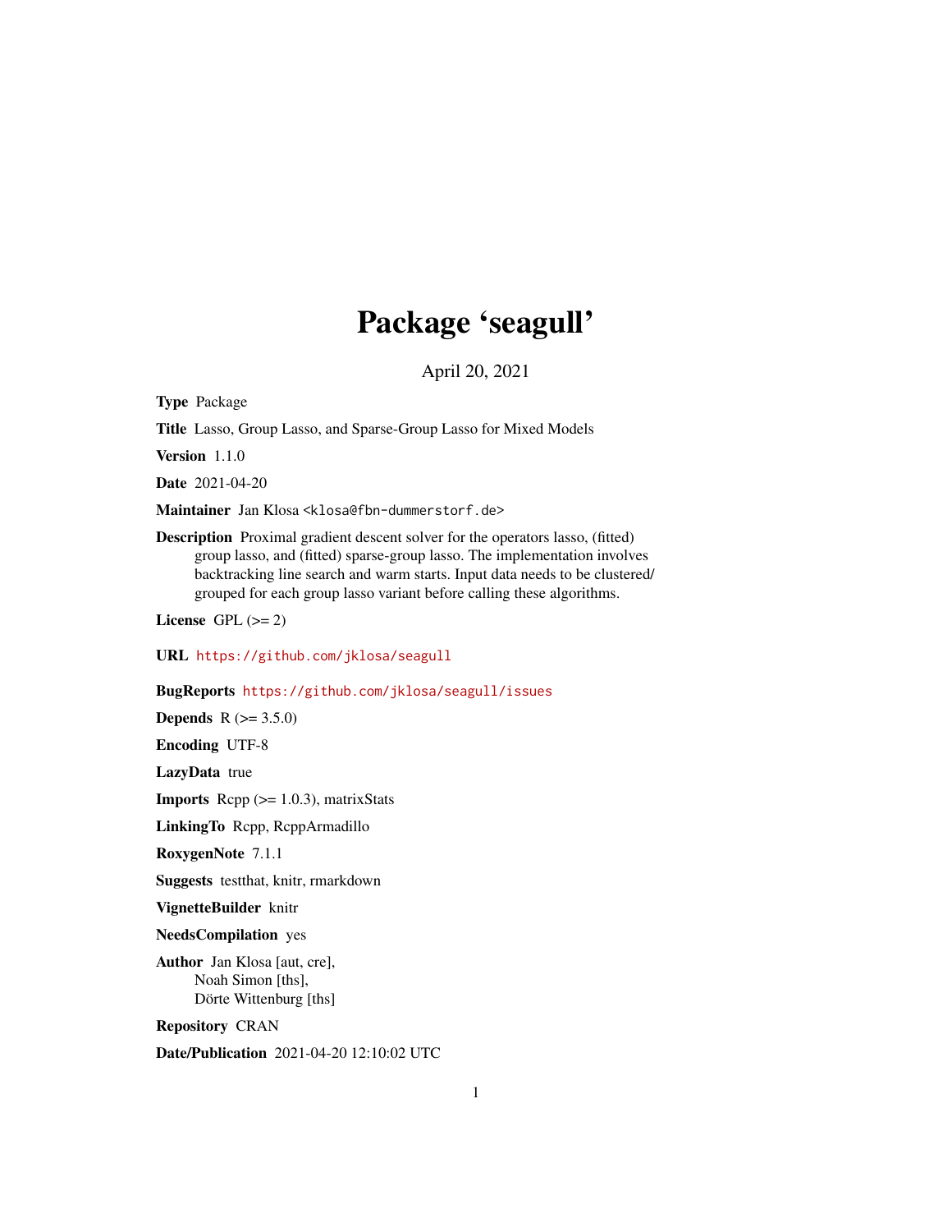# Package 'seagull'

April 20, 2021

**Type** Package

**Title** Lasso, Group Lasso, and Sparse-Group Lasso for Mixed Models

**Version** 1.1.0

**Date** 2021-04-20

**Maintainer** Jan Klosa <klosa@fbn-dummerstorf.de>

**Description** Proximal gradient descent solver for the operators lasso, (fitted) group lasso, and (fitted) sparse-group lasso. The implementation involves backtracking line search and warm starts. Input data needs to be clustered/grouped for each group lasso variant before calling these algorithms.

**License** GPL (>= 2)

**URL** https://github.com/jklosa/seagull

**BugReports** https://github.com/jklosa/seagull/issues

**Depends** R (>= 3.5.0)

**Encoding** UTF-8

**LazyData** true

**Imports** Rcpp (>= 1.0.3), matrixStats

**LinkingTo** Rcpp, RcppArmadillo

**RoxygenNote** 7.1.1

**Suggests** testthat, knitr, rmarkdown

**VignetteBuilder** knitr

**NeedsCompilation** yes

**Author** Jan Klosa [aut, cre],
Noah Simon [ths],
Dörte Wittenburg [ths]

**Repository** CRAN

**Date/Publication** 2021-04-20 12:10:02 UTC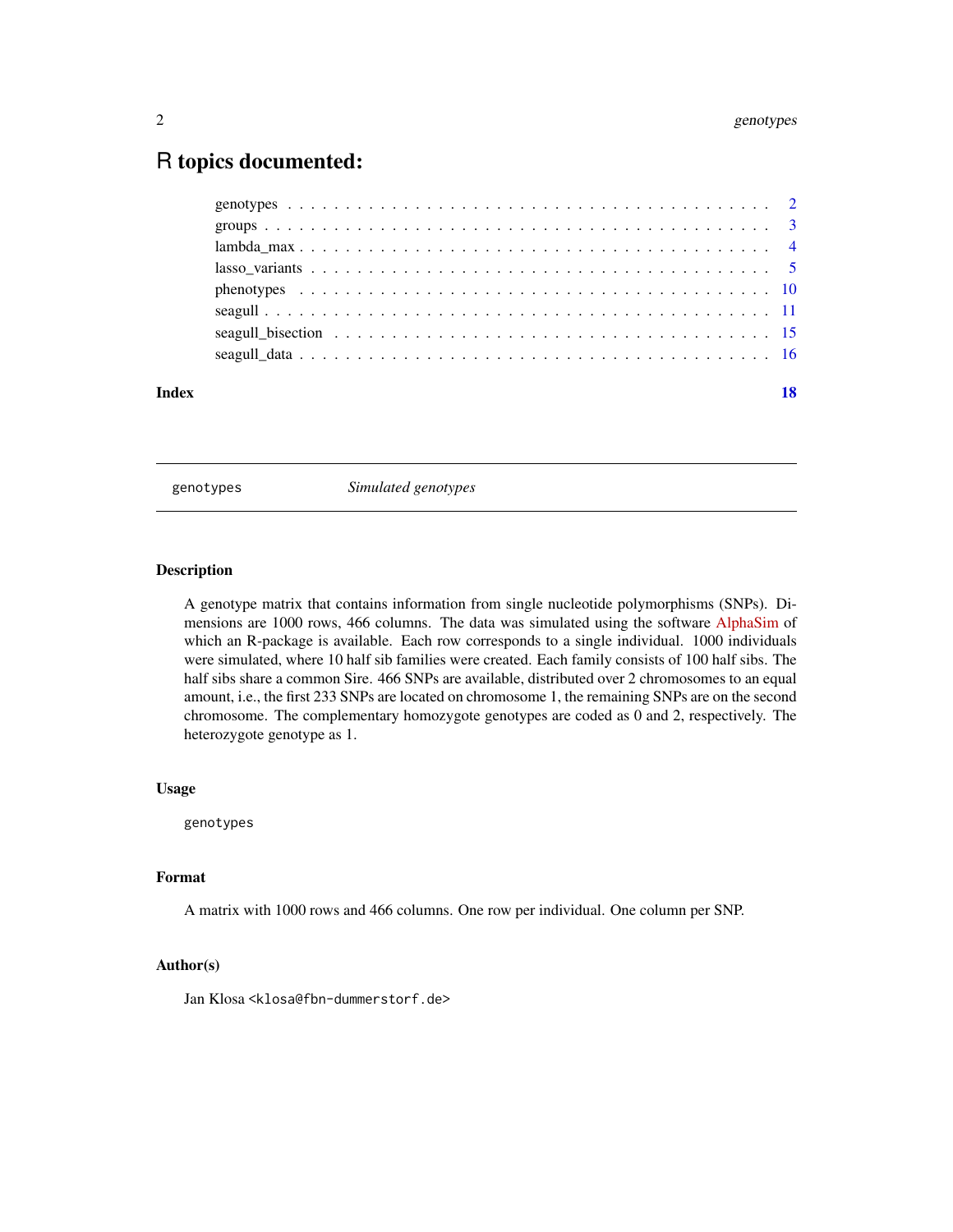# R topics documented:

- genotypes . . . . . . . . . . . . . . . . . . . . . . . . . . . . . . . . . . . . . . . . . . . 2
- groups . . . . . . . . . . . . . . . . . . . . . . . . . . . . . . . . . . . . . . . . . . . . . 3
- lambda_max . . . . . . . . . . . . . . . . . . . . . . . . . . . . . . . . . . . . . . . . . . 4
- lasso_variants . . . . . . . . . . . . . . . . . . . . . . . . . . . . . . . . . . . . . . . . 5
- phenotypes . . . . . . . . . . . . . . . . . . . . . . . . . . . . . . . . . . . . . . . . . . 10
- seagull . . . . . . . . . . . . . . . . . . . . . . . . . . . . . . . . . . . . . . . . . . . . 11
- seagull_bisection . . . . . . . . . . . . . . . . . . . . . . . . . . . . . . . . . . . . . . 15
- seagull_data . . . . . . . . . . . . . . . . . . . . . . . . . . . . . . . . . . . . . . . . . 16

**Index** **18**

---

## `genotypes` *Simulated genotypes*

### Description

A genotype matrix that contains information from single nucleotide polymorphisms (SNPs). Dimensions are 1000 rows, 466 columns. The data was simulated using the software AlphaSim of which an R-package is available. Each row corresponds to a single individual. 1000 individuals were simulated, where 10 half sib families were created. Each family consists of 100 half sibs. The half sibs share a common Sire. 466 SNPs are available, distributed over 2 chromosomes to an equal amount, i.e., the first 233 SNPs are located on chromosome 1, the remaining SNPs are on the second chromosome. The complementary homozygote genotypes are coded as 0 and 2, respectively. The heterozygote genotype as 1.

### Usage

```
genotypes
```

### Format

A matrix with 1000 rows and 466 columns. One row per individual. One column per SNP.

### Author(s)

Jan Klosa <klosa@fbn-dummerstorf.de>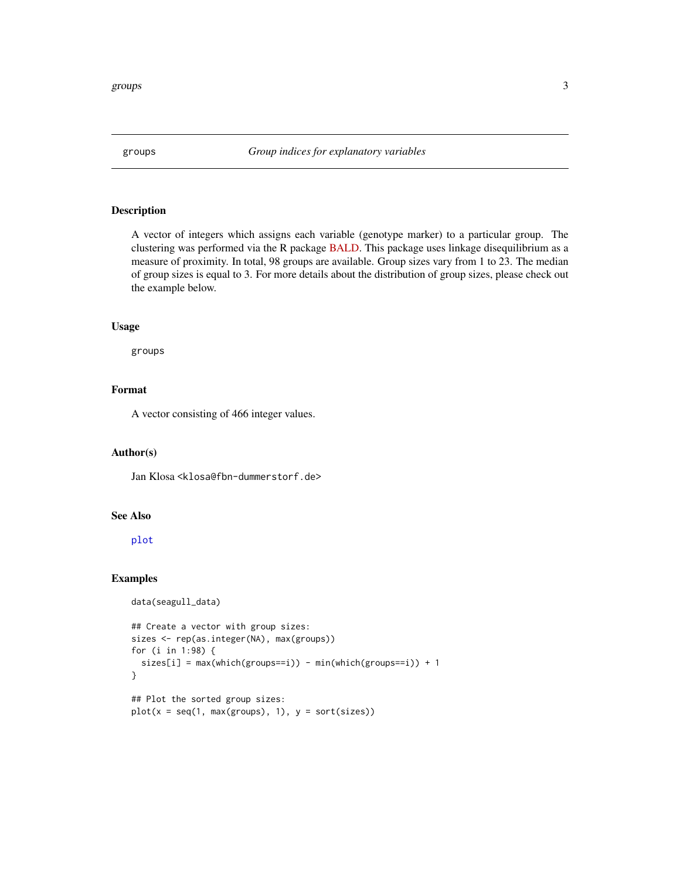# groups — *Group indices for explanatory variables*

## Description

A vector of integers which assigns each variable (genotype marker) to a particular group. The clustering was performed via the R package BALD. This package uses linkage disequilibrium as a measure of proximity. In total, 98 groups are available. Group sizes vary from 1 to 23. The median of group sizes is equal to 3. For more details about the distribution of group sizes, please check out the example below.

## Usage

```
groups
```

## Format

A vector consisting of 466 integer values.

## Author(s)

Jan Klosa <klosa@fbn-dummerstorf.de>

## See Also

plot

## Examples

```
data(seagull_data)

## Create a vector with group sizes:
sizes <- rep(as.integer(NA), max(groups))
for (i in 1:98) {
  sizes[i] = max(which(groups==i)) - min(which(groups==i)) + 1
}

## Plot the sorted group sizes:
plot(x = seq(1, max(groups), 1), y = sort(sizes))
```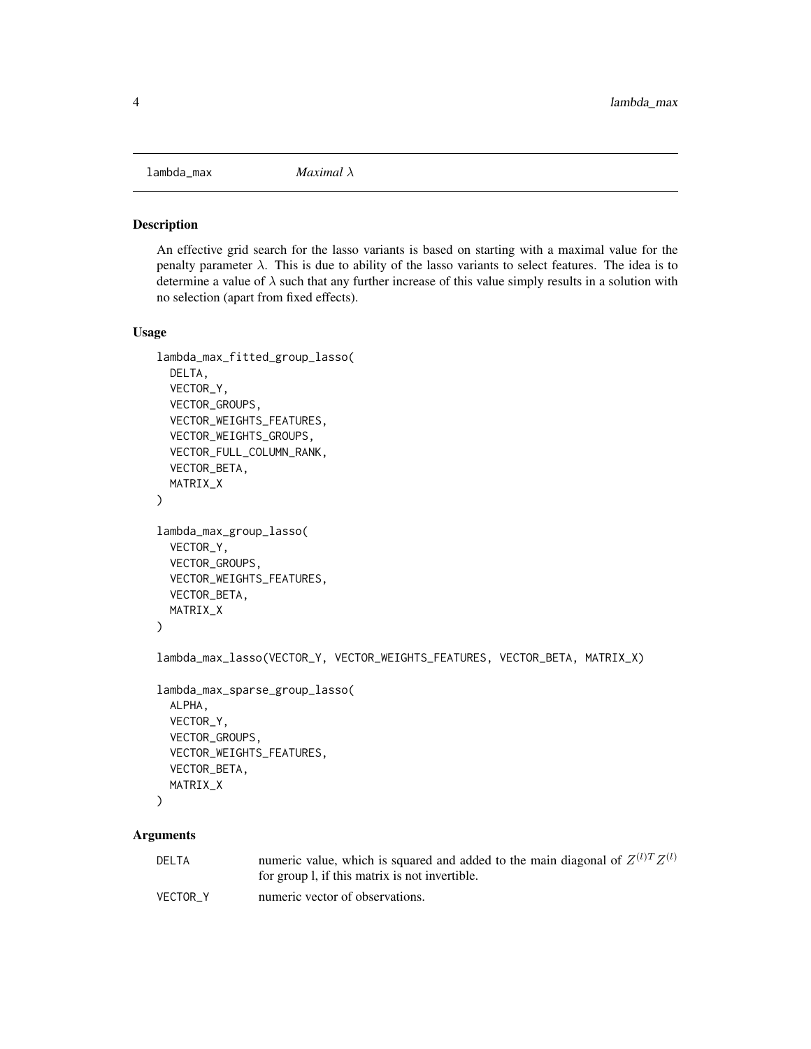# lambda_max — *Maximal $\lambda$*

## Description

An effective grid search for the lasso variants is based on starting with a maximal value for the penalty parameter $\lambda$. This is due to ability of the lasso variants to select features. The idea is to determine a value of $\lambda$ such that any further increase of this value simply results in a solution with no selection (apart from fixed effects).

## Usage

```
lambda_max_fitted_group_lasso(
  DELTA,
  VECTOR_Y,
  VECTOR_GROUPS,
  VECTOR_WEIGHTS_FEATURES,
  VECTOR_WEIGHTS_GROUPS,
  VECTOR_FULL_COLUMN_RANK,
  VECTOR_BETA,
  MATRIX_X
)

lambda_max_group_lasso(
  VECTOR_Y,
  VECTOR_GROUPS,
  VECTOR_WEIGHTS_FEATURES,
  VECTOR_BETA,
  MATRIX_X
)

lambda_max_lasso(VECTOR_Y, VECTOR_WEIGHTS_FEATURES, VECTOR_BETA, MATRIX_X)

lambda_max_sparse_group_lasso(
  ALPHA,
  VECTOR_Y,
  VECTOR_GROUPS,
  VECTOR_WEIGHTS_FEATURES,
  VECTOR_BETA,
  MATRIX_X
)
```

## Arguments

| | |
|---|---|
| DELTA | numeric value, which is squared and added to the main diagonal of $Z^{(l)T}Z^{(l)}$ for group l, if this matrix is not invertible. |
| VECTOR_Y | numeric vector of observations. |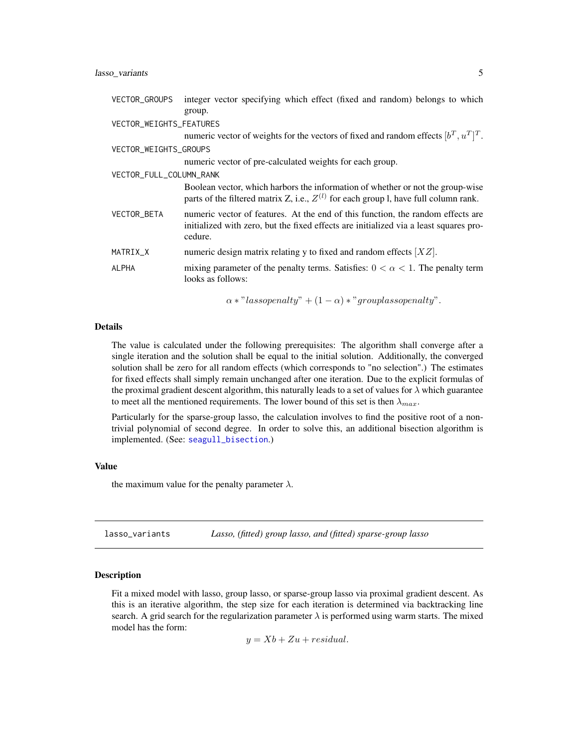VECTOR_GROUPS integer vector specifying which effect (fixed and random) belongs to which group.

VECTOR_WEIGHTS_FEATURES
numeric vector of weights for the vectors of fixed and random effects $[b^T, u^T]^T$.

VECTOR_WEIGHTS_GROUPS
numeric vector of pre-calculated weights for each group.

VECTOR_FULL_COLUMN_RANK
Boolean vector, which harbors the information of whether or not the group-wise parts of the filtered matrix Z, i.e., $Z^{(l)}$ for each group l, have full column rank.

VECTOR_BETA numeric vector of features. At the end of this function, the random effects are initialized with zero, but the fixed effects are initialized via a least squares procedure.

MATRIX_X numeric design matrix relating y to fixed and random effects $[XZ]$.

ALPHA mixing parameter of the penalty terms. Satisfies: $0 < \alpha < 1$. The penalty term looks as follows:

$$\alpha * "lassopenalty" + (1 - \alpha) * "grouplassopenalty".$$

### Details

The value is calculated under the following prerequisites: The algorithm shall converge after a single iteration and the solution shall be equal to the initial solution. Additionally, the converged solution shall be zero for all random effects (which corresponds to "no selection".) The estimates for fixed effects shall simply remain unchanged after one iteration. Due to the explicit formulas of the proximal gradient descent algorithm, this naturally leads to a set of values for $\lambda$ which guarantee to meet all the mentioned requirements. The lower bound of this set is then $\lambda_{max}$.

Particularly for the sparse-group lasso, the calculation involves to find the positive root of a non-trivial polynomial of second degree. In order to solve this, an additional bisection algorithm is implemented. (See: seagull_bisection.)

### Value

the maximum value for the penalty parameter $\lambda$.

---

## lasso_variants *Lasso, (fitted) group lasso, and (fitted) sparse-group lasso*

### Description

Fit a mixed model with lasso, group lasso, or sparse-group lasso via proximal gradient descent. As this is an iterative algorithm, the step size for each iteration is determined via backtracking line search. A grid search for the regularization parameter $\lambda$ is performed using warm starts. The mixed model has the form:

$$y = Xb + Zu + residual.$$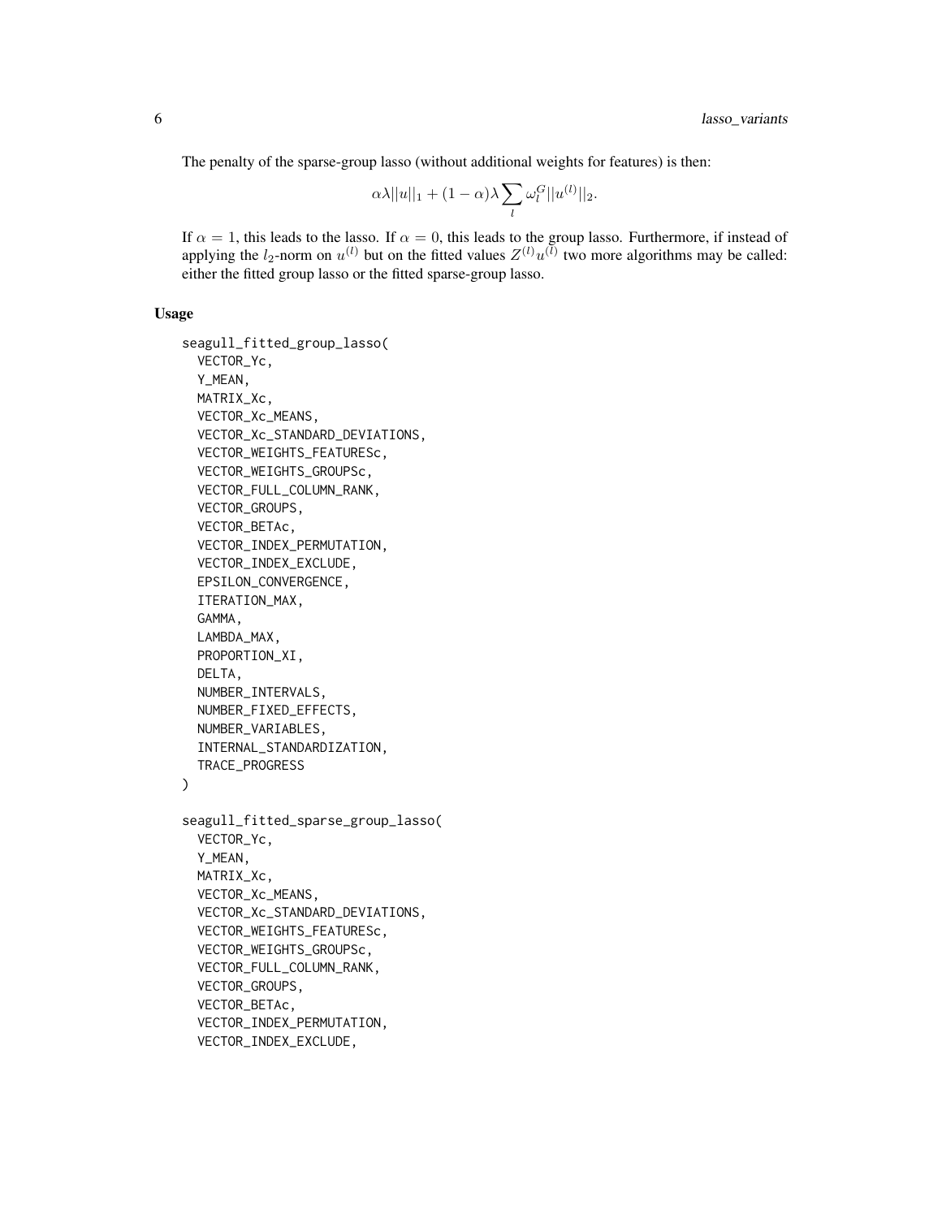The penalty of the sparse-group lasso (without additional weights for features) is then:

$$\alpha\lambda||u||_1 + (1-\alpha)\lambda \sum_l \omega_l^G ||u^{(l)}||_2.$$

If $\alpha = 1$, this leads to the lasso. If $\alpha = 0$, this leads to the group lasso. Furthermore, if instead of applying the $l_2$-norm on $u^{(l)}$ but on the fitted values $Z^{(l)}u^{(l)}$ two more algorithms may be called: either the fitted group lasso or the fitted sparse-group lasso.

### Usage

```
seagull_fitted_group_lasso(
  VECTOR_Yc,
  Y_MEAN,
  MATRIX_Xc,
  VECTOR_Xc_MEANS,
  VECTOR_Xc_STANDARD_DEVIATIONS,
  VECTOR_WEIGHTS_FEATURESc,
  VECTOR_WEIGHTS_GROUPSc,
  VECTOR_FULL_COLUMN_RANK,
  VECTOR_GROUPS,
  VECTOR_BETAc,
  VECTOR_INDEX_PERMUTATION,
  VECTOR_INDEX_EXCLUDE,
  EPSILON_CONVERGENCE,
  ITERATION_MAX,
  GAMMA,
  LAMBDA_MAX,
  PROPORTION_XI,
  DELTA,
  NUMBER_INTERVALS,
  NUMBER_FIXED_EFFECTS,
  NUMBER_VARIABLES,
  INTERNAL_STANDARDIZATION,
  TRACE_PROGRESS
)

seagull_fitted_sparse_group_lasso(
  VECTOR_Yc,
  Y_MEAN,
  MATRIX_Xc,
  VECTOR_Xc_MEANS,
  VECTOR_Xc_STANDARD_DEVIATIONS,
  VECTOR_WEIGHTS_FEATURESc,
  VECTOR_WEIGHTS_GROUPSc,
  VECTOR_FULL_COLUMN_RANK,
  VECTOR_GROUPS,
  VECTOR_BETAc,
  VECTOR_INDEX_PERMUTATION,
  VECTOR_INDEX_EXCLUDE,
```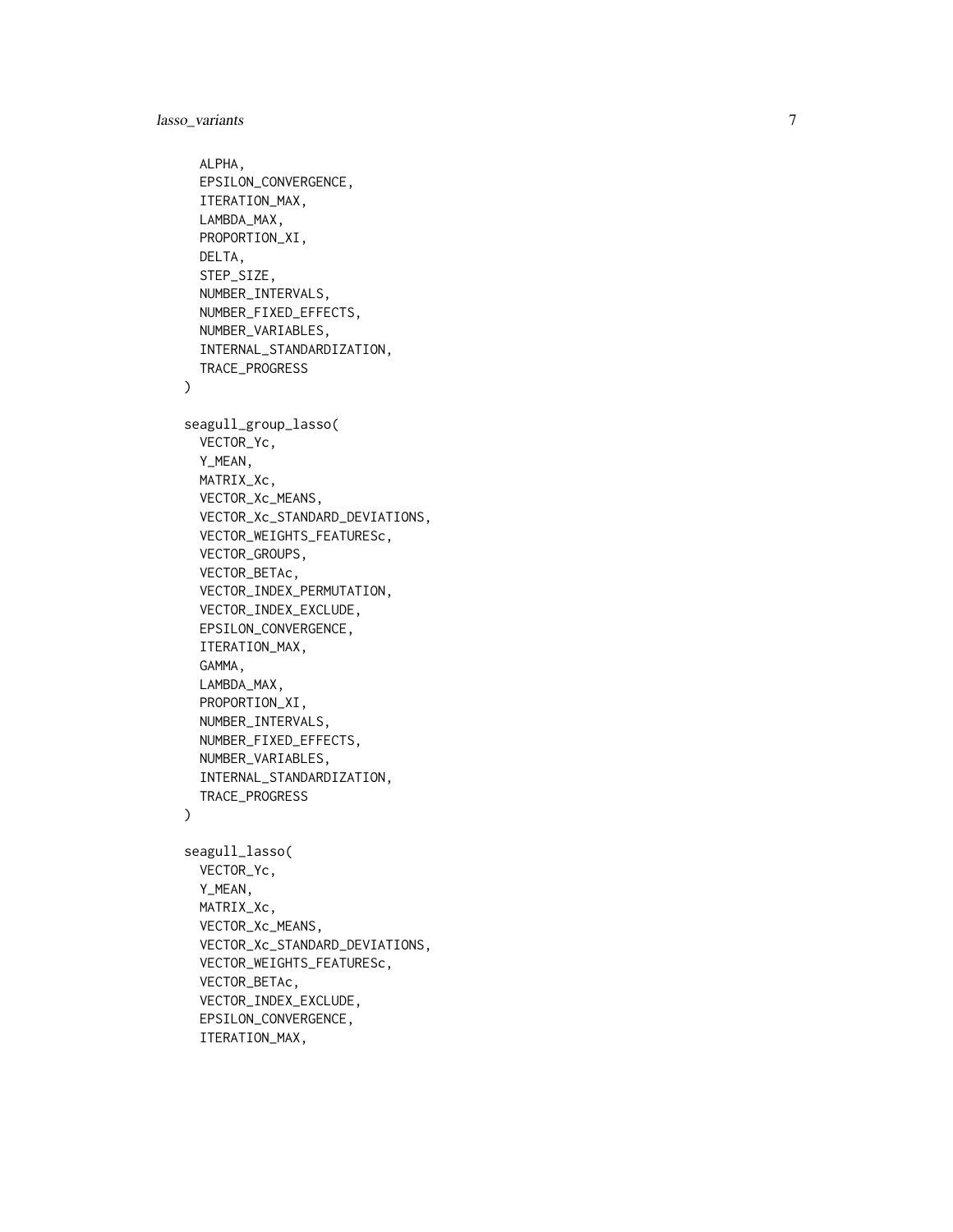```
  ALPHA,
  EPSILON_CONVERGENCE,
  ITERATION_MAX,
  LAMBDA_MAX,
  PROPORTION_XI,
  DELTA,
  STEP_SIZE,
  NUMBER_INTERVALS,
  NUMBER_FIXED_EFFECTS,
  NUMBER_VARIABLES,
  INTERNAL_STANDARDIZATION,
  TRACE_PROGRESS
)

seagull_group_lasso(
  VECTOR_Yc,
  Y_MEAN,
  MATRIX_Xc,
  VECTOR_Xc_MEANS,
  VECTOR_Xc_STANDARD_DEVIATIONS,
  VECTOR_WEIGHTS_FEATURESc,
  VECTOR_GROUPS,
  VECTOR_BETAc,
  VECTOR_INDEX_PERMUTATION,
  VECTOR_INDEX_EXCLUDE,
  EPSILON_CONVERGENCE,
  ITERATION_MAX,
  GAMMA,
  LAMBDA_MAX,
  PROPORTION_XI,
  NUMBER_INTERVALS,
  NUMBER_FIXED_EFFECTS,
  NUMBER_VARIABLES,
  INTERNAL_STANDARDIZATION,
  TRACE_PROGRESS
)

seagull_lasso(
  VECTOR_Yc,
  Y_MEAN,
  MATRIX_Xc,
  VECTOR_Xc_MEANS,
  VECTOR_Xc_STANDARD_DEVIATIONS,
  VECTOR_WEIGHTS_FEATURESc,
  VECTOR_BETAc,
  VECTOR_INDEX_EXCLUDE,
  EPSILON_CONVERGENCE,
  ITERATION_MAX,
```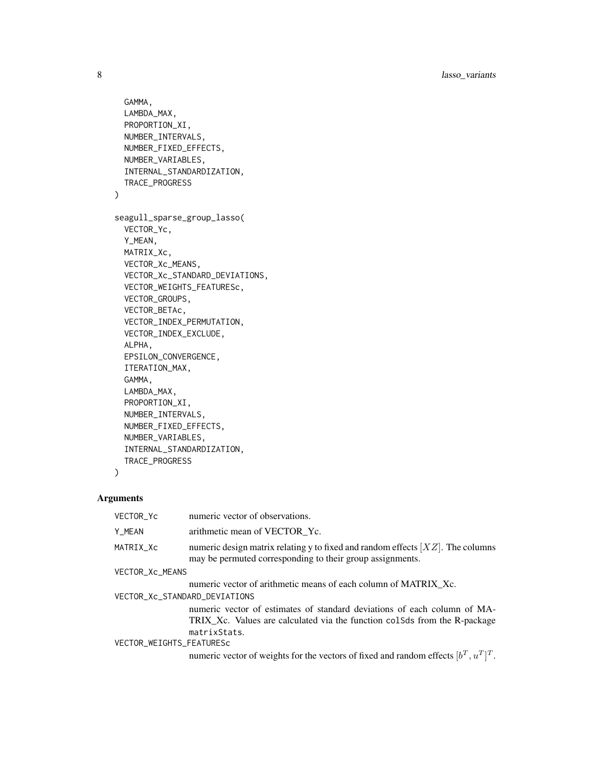```
  GAMMA,
  LAMBDA_MAX,
  PROPORTION_XI,
  NUMBER_INTERVALS,
  NUMBER_FIXED_EFFECTS,
  NUMBER_VARIABLES,
  INTERNAL_STANDARDIZATION,
  TRACE_PROGRESS
)

seagull_sparse_group_lasso(
  VECTOR_Yc,
  Y_MEAN,
  MATRIX_Xc,
  VECTOR_Xc_MEANS,
  VECTOR_Xc_STANDARD_DEVIATIONS,
  VECTOR_WEIGHTS_FEATURESc,
  VECTOR_GROUPS,
  VECTOR_BETAc,
  VECTOR_INDEX_PERMUTATION,
  VECTOR_INDEX_EXCLUDE,
  ALPHA,
  EPSILON_CONVERGENCE,
  ITERATION_MAX,
  GAMMA,
  LAMBDA_MAX,
  PROPORTION_XI,
  NUMBER_INTERVALS,
  NUMBER_FIXED_EFFECTS,
  NUMBER_VARIABLES,
  INTERNAL_STANDARDIZATION,
  TRACE_PROGRESS
)
```

## Arguments

`VECTOR_Yc` numeric vector of observations.

`Y_MEAN` arithmetic mean of VECTOR_Yc.

`MATRIX_Xc` numeric design matrix relating y to fixed and random effects $[XZ]$. The columns may be permuted corresponding to their group assignments.

`VECTOR_Xc_MEANS` numeric vector of arithmetic means of each column of MATRIX_Xc.

`VECTOR_Xc_STANDARD_DEVIATIONS` numeric vector of estimates of standard deviations of each column of MATRIX_Xc. Values are calculated via the function `colSds` from the R-package `matrixStats`.

`VECTOR_WEIGHTS_FEATURESc` numeric vector of weights for the vectors of fixed and random effects $[b^T, u^T]^T$.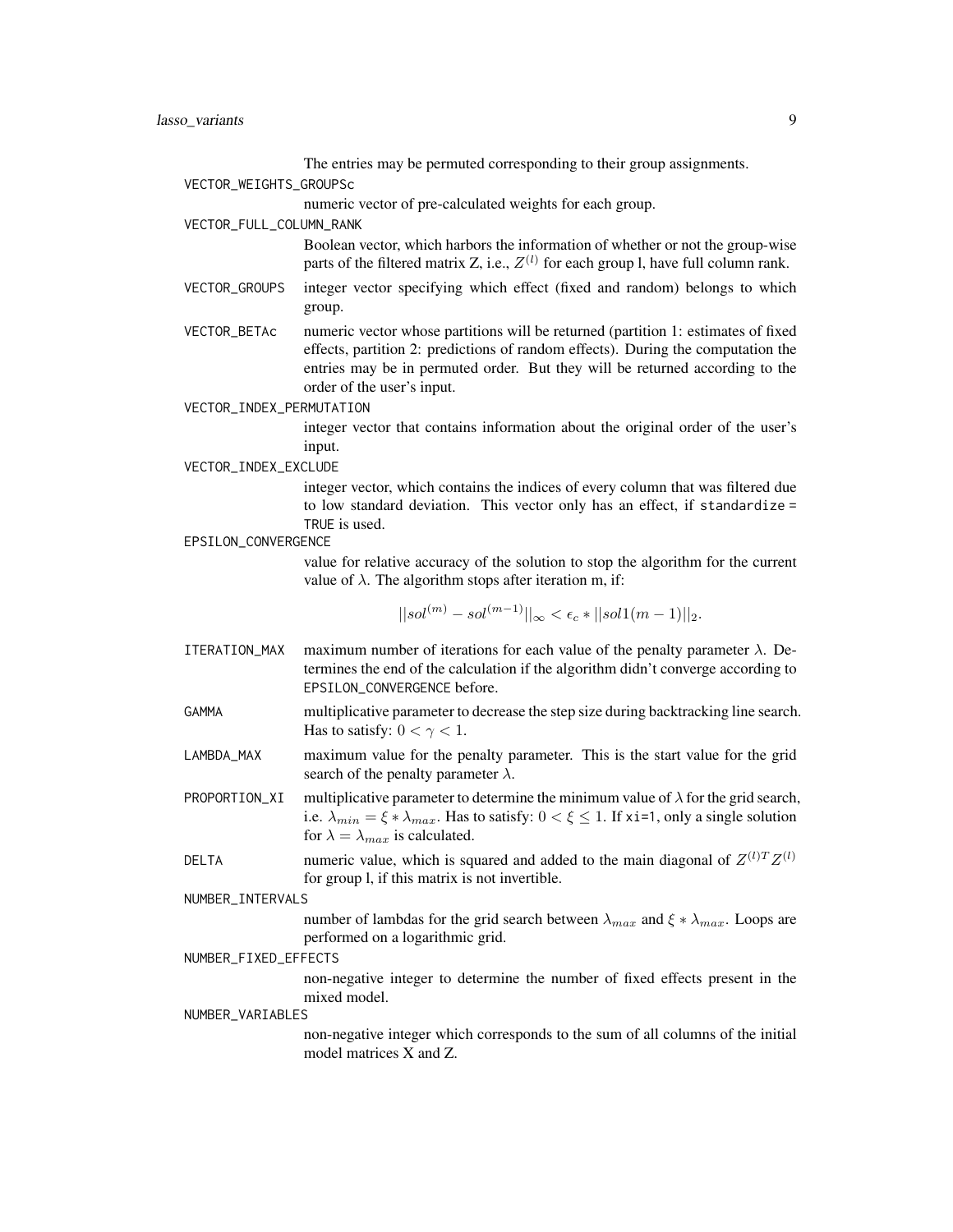The entries may be permuted corresponding to their group assignments.

`VECTOR_WEIGHTS_GROUPSc`
: numeric vector of pre-calculated weights for each group.

`VECTOR_FULL_COLUMN_RANK`
: Boolean vector, which harbors the information of whether or not the group-wise parts of the filtered matrix Z, i.e., $Z^{(l)}$ for each group l, have full column rank.

`VECTOR_GROUPS`
: integer vector specifying which effect (fixed and random) belongs to which group.

`VECTOR_BETAc`
: numeric vector whose partitions will be returned (partition 1: estimates of fixed effects, partition 2: predictions of random effects). During the computation the entries may be in permuted order. But they will be returned according to the order of the user's input.

`VECTOR_INDEX_PERMUTATION`
: integer vector that contains information about the original order of the user's input.

`VECTOR_INDEX_EXCLUDE`
: integer vector, which contains the indices of every column that was filtered due to low standard deviation. This vector only has an effect, if `standardize = TRUE` is used.

`EPSILON_CONVERGENCE`
: value for relative accuracy of the solution to stop the algorithm for the current value of $\lambda$. The algorithm stops after iteration m, if:

$$||sol^{(m)} - sol^{(m-1)}||_\infty < \epsilon_c * ||sol1(m-1)||_2.$$

`ITERATION_MAX`
: maximum number of iterations for each value of the penalty parameter $\lambda$. Determines the end of the calculation if the algorithm didn't converge according to `EPSILON_CONVERGENCE` before.

`GAMMA`
: multiplicative parameter to decrease the step size during backtracking line search. Has to satisfy: $0 < \gamma < 1$.

`LAMBDA_MAX`
: maximum value for the penalty parameter. This is the start value for the grid search of the penalty parameter $\lambda$.

`PROPORTION_XI`
: multiplicative parameter to determine the minimum value of $\lambda$ for the grid search, i.e. $\lambda_{min} = \xi * \lambda_{max}$. Has to satisfy: $0 < \xi \leq 1$. If `xi=1`, only a single solution for $\lambda = \lambda_{max}$ is calculated.

`DELTA`
: numeric value, which is squared and added to the main diagonal of $Z^{(l)T}Z^{(l)}$ for group l, if this matrix is not invertible.

`NUMBER_INTERVALS`
: number of lambdas for the grid search between $\lambda_{max}$ and $\xi * \lambda_{max}$. Loops are performed on a logarithmic grid.

`NUMBER_FIXED_EFFECTS`
: non-negative integer to determine the number of fixed effects present in the mixed model.

`NUMBER_VARIABLES`
: non-negative integer which corresponds to the sum of all columns of the initial model matrices X and Z.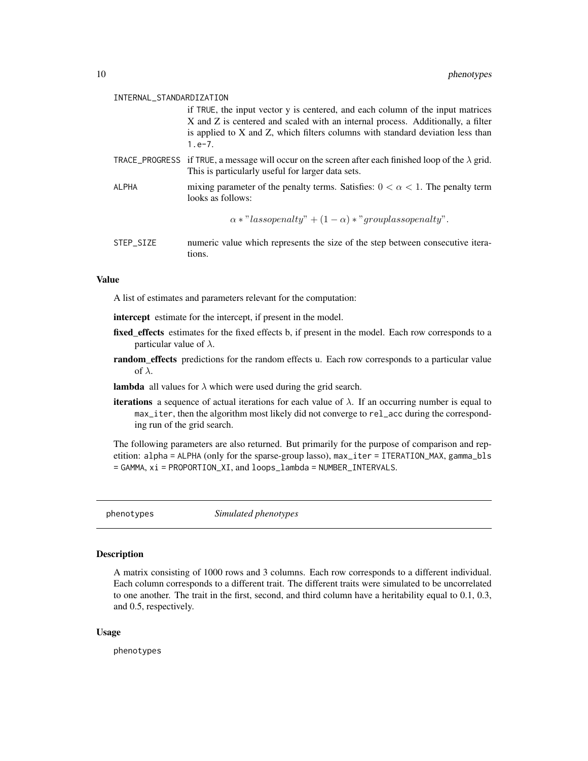INTERNAL_STANDARDIZATION
: if TRUE, the input vector y is centered, and each column of the input matrices X and Z is centered and scaled with an internal process. Additionally, a filter is applied to X and Z, which filters columns with standard deviation less than 1.e-7.

TRACE_PROGRESS
: if TRUE, a message will occur on the screen after each finished loop of the $\lambda$ grid. This is particularly useful for larger data sets.

ALPHA
: mixing parameter of the penalty terms. Satisfies: $0 < \alpha < 1$. The penalty term looks as follows:

$$\alpha * "lassopenalty" + (1 - \alpha) * "grouplassopenalty".$$

STEP_SIZE
: numeric value which represents the size of the step between consecutive iterations.

### Value

A list of estimates and parameters relevant for the computation:

**intercept** estimate for the intercept, if present in the model.

**fixed_effects** estimates for the fixed effects b, if present in the model. Each row corresponds to a particular value of $\lambda$.

**random_effects** predictions for the random effects u. Each row corresponds to a particular value of $\lambda$.

**lambda** all values for $\lambda$ which were used during the grid search.

**iterations** a sequence of actual iterations for each value of $\lambda$. If an occurring number is equal to max_iter, then the algorithm most likely did not converge to rel_acc during the corresponding run of the grid search.

The following parameters are also returned. But primarily for the purpose of comparison and repetition: alpha = ALPHA (only for the sparse-group lasso), max_iter = ITERATION_MAX, gamma_bls = GAMMA, xi = PROPORTION_XI, and loops_lambda = NUMBER_INTERVALS.

---

## phenotypes *Simulated phenotypes*

### Description

A matrix consisting of 1000 rows and 3 columns. Each row corresponds to a different individual. Each column corresponds to a different trait. The different traits were simulated to be uncorrelated to one another. The trait in the first, second, and third column have a heritability equal to 0.1, 0.3, and 0.5, respectively.

### Usage

```
phenotypes
```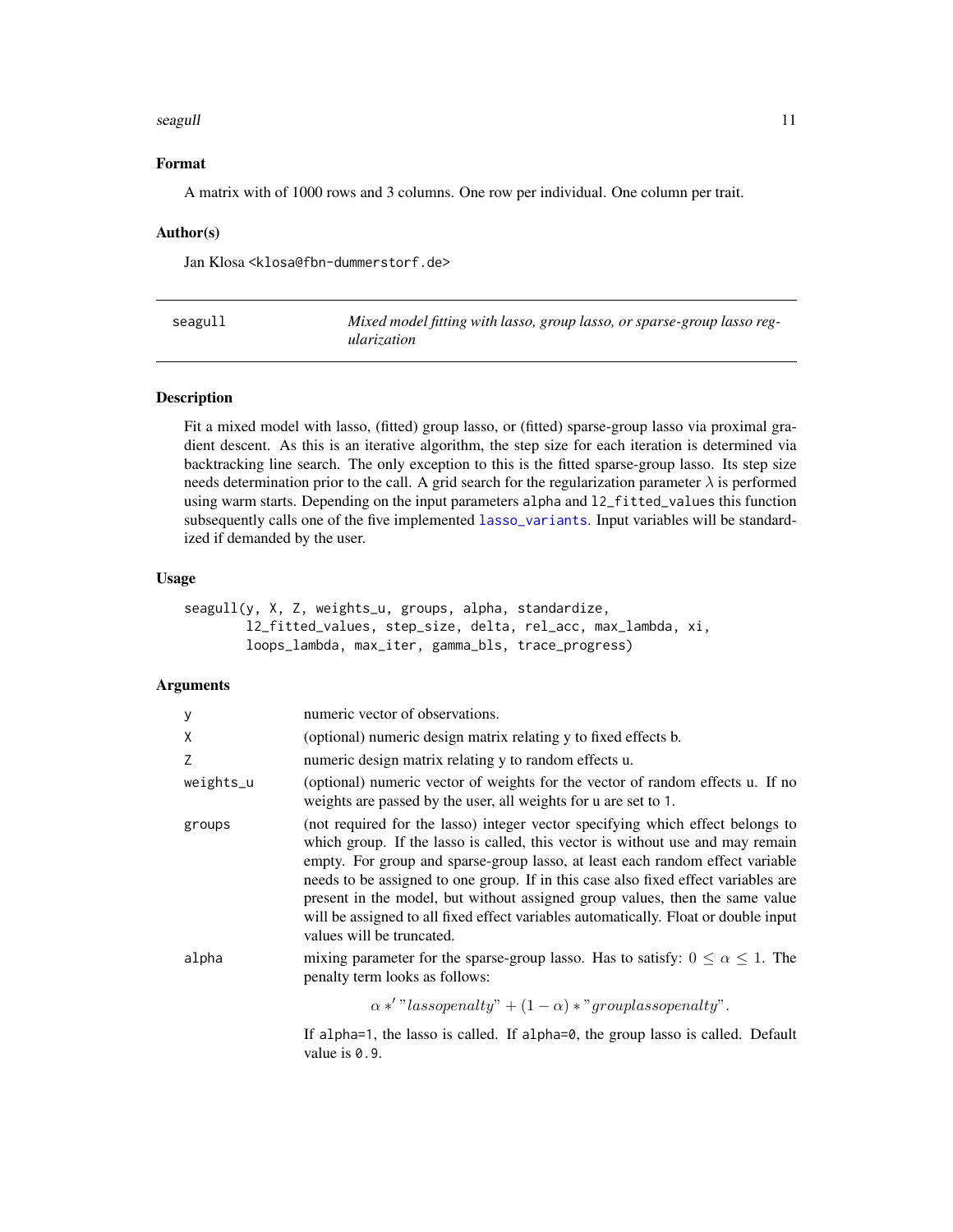### Format

A matrix with of 1000 rows and 3 columns. One row per individual. One column per trait.

### Author(s)

Jan Klosa <klosa@fbn-dummerstorf.de>

---

## seagull — *Mixed model fitting with lasso, group lasso, or sparse-group lasso regularization*

---

### Description

Fit a mixed model with lasso, (fitted) group lasso, or (fitted) sparse-group lasso via proximal gradient descent. As this is an iterative algorithm, the step size for each iteration is determined via backtracking line search. The only exception to this is the fitted sparse-group lasso. Its step size needs determination prior to the call. A grid search for the regularization parameter $\lambda$ is performed using warm starts. Depending on the input parameters `alpha` and `l2_fitted_values` this function subsequently calls one of the five implemented `lasso_variants`. Input variables will be standardized if demanded by the user.

### Usage

```
seagull(y, X, Z, weights_u, groups, alpha, standardize,
        l2_fitted_values, step_size, delta, rel_acc, max_lambda, xi,
        loops_lambda, max_iter, gamma_bls, trace_progress)
```

### Arguments

| | |
|---|---|
| `y` | numeric vector of observations. |
| `X` | (optional) numeric design matrix relating y to fixed effects b. |
| `Z` | numeric design matrix relating y to random effects u. |
| `weights_u` | (optional) numeric vector of weights for the vector of random effects u. If no weights are passed by the user, all weights for u are set to `1`. |
| `groups` | (not required for the lasso) integer vector specifying which effect belongs to which group. If the lasso is called, this vector is without use and may remain empty. For group and sparse-group lasso, at least each random effect variable needs to be assigned to one group. If in this case also fixed effect variables are present in the model, but without assigned group values, then the same value will be assigned to all fixed effect variables automatically. Float or double input values will be truncated. |
| `alpha` | mixing parameter for the sparse-group lasso. Has to satisfy: $0 \leq \alpha \leq 1$. The penalty term looks as follows: $$\alpha *' "lassopenalty" + (1 - \alpha) * "grouplassopenalty".$$ If `alpha=1`, the lasso is called. If `alpha=0`, the group lasso is called. Default value is `0.9`. |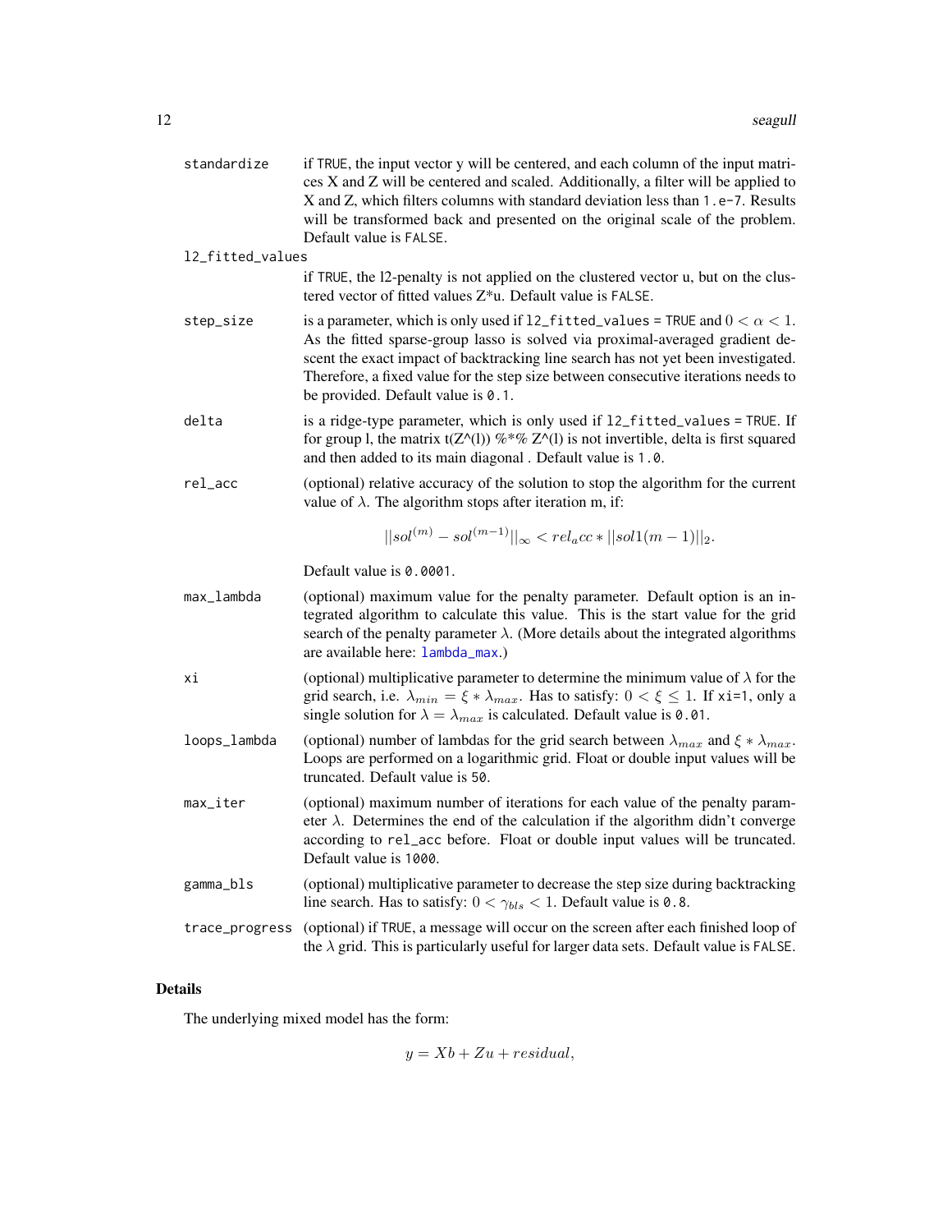| | |
|---|---|
| standardize | if TRUE, the input vector y will be centered, and each column of the input matrices X and Z will be centered and scaled. Additionally, a filter will be applied to X and Z, which filters columns with standard deviation less than 1.e-7. Results will be transformed back and presented on the original scale of the problem. Default value is FALSE. |
| l2_fitted_values | if TRUE, the l2-penalty is not applied on the clustered vector u, but on the clustered vector of fitted values Z*u. Default value is FALSE. |
| step_size | is a parameter, which is only used if l2_fitted_values = TRUE and $0 < \alpha < 1$. As the fitted sparse-group lasso is solved via proximal-averaged gradient descent the exact impact of backtracking line search has not yet been investigated. Therefore, a fixed value for the step size between consecutive iterations needs to be provided. Default value is 0.1. |
| delta | is a ridge-type parameter, which is only used if l2_fitted_values = TRUE. If for group l, the matrix t(Z^(l)) %*% Z^(l) is not invertible, delta is first squared and then added to its main diagonal . Default value is 1.0. |
| rel_acc | (optional) relative accuracy of the solution to stop the algorithm for the current value of $\lambda$. The algorithm stops after iteration m, if: $$\|sol^{(m)} - sol^{(m-1)}\|_\infty < rel_acc * \|sol1(m-1)\|_2.$$ Default value is 0.0001. |
| max_lambda | (optional) maximum value for the penalty parameter. Default option is an integrated algorithm to calculate this value. This is the start value for the grid search of the penalty parameter $\lambda$. (More details about the integrated algorithms are available here: lambda_max.) |
| xi | (optional) multiplicative parameter to determine the minimum value of $\lambda$ for the grid search, i.e. $\lambda_{min} = \xi * \lambda_{max}$. Has to satisfy: $0 < \xi \leq 1$. If xi=1, only a single solution for $\lambda = \lambda_{max}$ is calculated. Default value is 0.01. |
| loops_lambda | (optional) number of lambdas for the grid search between $\lambda_{max}$ and $\xi * \lambda_{max}$. Loops are performed on a logarithmic grid. Float or double input values will be truncated. Default value is 50. |
| max_iter | (optional) maximum number of iterations for each value of the penalty parameter $\lambda$. Determines the end of the calculation if the algorithm didn't converge according to rel_acc before. Float or double input values will be truncated. Default value is 1000. |
| gamma_bls | (optional) multiplicative parameter to decrease the step size during backtracking line search. Has to satisfy: $0 < \gamma_{bls} < 1$. Default value is 0.8. |
| trace_progress | (optional) if TRUE, a message will occur on the screen after each finished loop of the $\lambda$ grid. This is particularly useful for larger data sets. Default value is FALSE. |

## Details

The underlying mixed model has the form:

$$y = Xb + Zu + residual,$$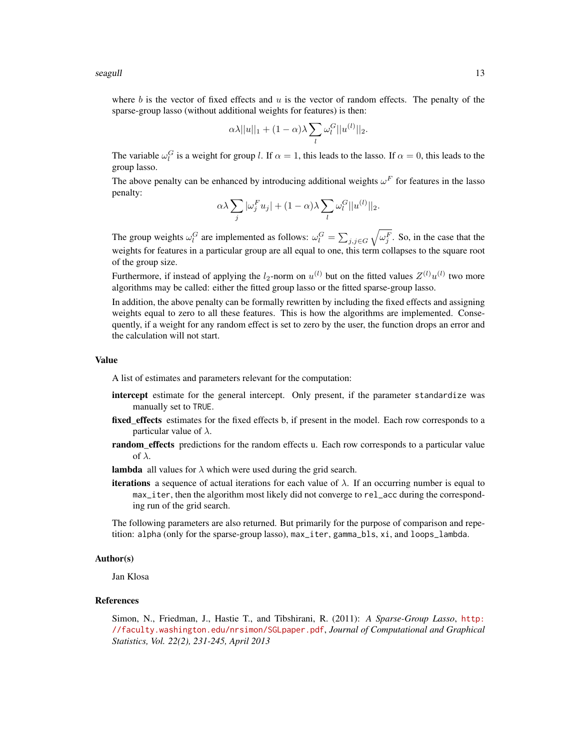where $b$ is the vector of fixed effects and $u$ is the vector of random effects. The penalty of the sparse-group lasso (without additional weights for features) is then:

$$\alpha\lambda||u||_1 + (1-\alpha)\lambda\sum_l \omega_l^G ||u^{(l)}||_2.$$

The variable $\omega_l^G$ is a weight for group $l$. If $\alpha = 1$, this leads to the lasso. If $\alpha = 0$, this leads to the group lasso.

The above penalty can be enhanced by introducing additional weights $\omega^F$ for features in the lasso penalty:

$$\alpha\lambda\sum_j |\omega_j^F u_j| + (1-\alpha)\lambda\sum_l \omega_l^G ||u^{(l)}||_2.$$

The group weights $\omega_l^G$ are implemented as follows: $\omega_l^G = \sum_{j,j\in G}\sqrt{\omega_j^F}$. So, in the case that the weights for features in a particular group are all equal to one, this term collapses to the square root of the group size.

Furthermore, if instead of applying the $l_2$-norm on $u^{(l)}$ but on the fitted values $Z^{(l)}u^{(l)}$ two more algorithms may be called: either the fitted group lasso or the fitted sparse-group lasso.

In addition, the above penalty can be formally rewritten by including the fixed effects and assigning weights equal to zero to all these features. This is how the algorithms are implemented. Consequently, if a weight for any random effect is set to zero by the user, the function drops an error and the calculation will not start.

## Value

A list of estimates and parameters relevant for the computation:

- **intercept** estimate for the general intercept. Only present, if the parameter `standardize` was manually set to `TRUE`.
- **fixed_effects** estimates for the fixed effects b, if present in the model. Each row corresponds to a particular value of $\lambda$.
- **random_effects** predictions for the random effects u. Each row corresponds to a particular value of $\lambda$.
- **lambda** all values for $\lambda$ which were used during the grid search.
- **iterations** a sequence of actual iterations for each value of $\lambda$. If an occurring number is equal to `max_iter`, then the algorithm most likely did not converge to `rel_acc` during the corresponding run of the grid search.

The following parameters are also returned. But primarily for the purpose of comparison and repetition: `alpha` (only for the sparse-group lasso), `max_iter`, `gamma_bls`, `xi`, and `loops_lambda`.

## Author(s)

Jan Klosa

## References

Simon, N., Friedman, J., Hastie T., and Tibshirani, R. (2011): *A Sparse-Group Lasso*, http://faculty.washington.edu/nrsimon/SGLpaper.pdf, *Journal of Computational and Graphical Statistics, Vol. 22(2), 231-245, April 2013*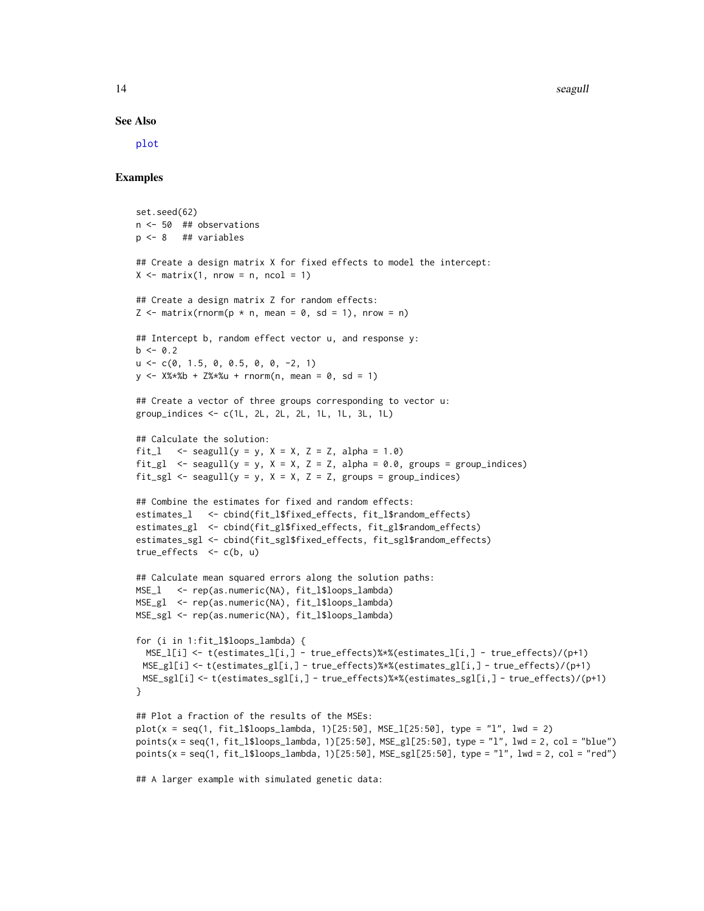### See Also

plot

### Examples

```
set.seed(62)
n <- 50  ## observations
p <- 8   ## variables

## Create a design matrix X for fixed effects to model the intercept:
X <- matrix(1, nrow = n, ncol = 1)

## Create a design matrix Z for random effects:
Z <- matrix(rnorm(p * n, mean = 0, sd = 1), nrow = n)

## Intercept b, random effect vector u, and response y:
b <- 0.2
u <- c(0, 1.5, 0, 0.5, 0, 0, -2, 1)
y <- X%*%b + Z%*%u + rnorm(n, mean = 0, sd = 1)

## Create a vector of three groups corresponding to vector u:
group_indices <- c(1L, 2L, 2L, 2L, 1L, 1L, 3L, 1L)

## Calculate the solution:
fit_l   <- seagull(y = y, X = X, Z = Z, alpha = 1.0)
fit_gl  <- seagull(y = y, X = X, Z = Z, alpha = 0.0, groups = group_indices)
fit_sgl <- seagull(y = y, X = X, Z = Z, groups = group_indices)

## Combine the estimates for fixed and random effects:
estimates_l   <- cbind(fit_l$fixed_effects, fit_l$random_effects)
estimates_gl  <- cbind(fit_gl$fixed_effects, fit_gl$random_effects)
estimates_sgl <- cbind(fit_sgl$fixed_effects, fit_sgl$random_effects)
true_effects  <- c(b, u)

## Calculate mean squared errors along the solution paths:
MSE_l   <- rep(as.numeric(NA), fit_l$loops_lambda)
MSE_gl  <- rep(as.numeric(NA), fit_l$loops_lambda)
MSE_sgl <- rep(as.numeric(NA), fit_l$loops_lambda)

for (i in 1:fit_l$loops_lambda) {
  MSE_l[i] <- t(estimates_l[i,] - true_effects)%*%(estimates_l[i,] - true_effects)/(p+1)
 MSE_gl[i] <- t(estimates_gl[i,] - true_effects)%*%(estimates_gl[i,] - true_effects)/(p+1)
 MSE_sgl[i] <- t(estimates_sgl[i,] - true_effects)%*%(estimates_sgl[i,] - true_effects)/(p+1)
}

## Plot a fraction of the results of the MSEs:
plot(x = seq(1, fit_l$loops_lambda, 1)[25:50], MSE_l[25:50], type = "l", lwd = 2)
points(x = seq(1, fit_l$loops_lambda, 1)[25:50], MSE_gl[25:50], type = "l", lwd = 2, col = "blue")
points(x = seq(1, fit_l$loops_lambda, 1)[25:50], MSE_sgl[25:50], type = "l", lwd = 2, col = "red")

## A larger example with simulated genetic data:
```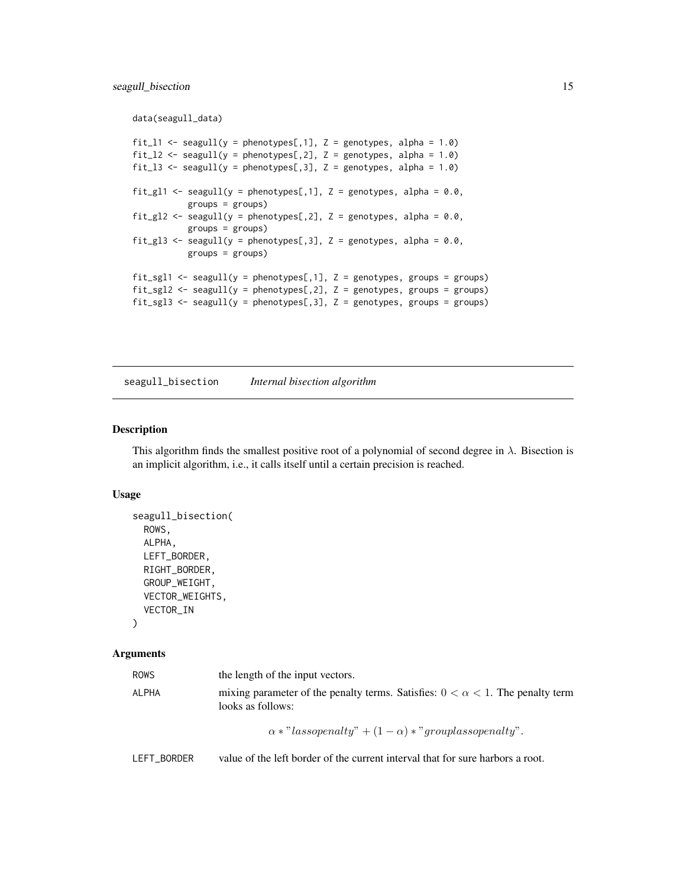```
data(seagull_data)

fit_l1 <- seagull(y = phenotypes[,1], Z = genotypes, alpha = 1.0)
fit_l2 <- seagull(y = phenotypes[,2], Z = genotypes, alpha = 1.0)
fit_l3 <- seagull(y = phenotypes[,3], Z = genotypes, alpha = 1.0)

fit_gl1 <- seagull(y = phenotypes[,1], Z = genotypes, alpha = 0.0,
           groups = groups)
fit_gl2 <- seagull(y = phenotypes[,2], Z = genotypes, alpha = 0.0,
           groups = groups)
fit_gl3 <- seagull(y = phenotypes[,3], Z = genotypes, alpha = 0.0,
           groups = groups)

fit_sgl1 <- seagull(y = phenotypes[,1], Z = genotypes, groups = groups)
fit_sgl2 <- seagull(y = phenotypes[,2], Z = genotypes, groups = groups)
fit_sgl3 <- seagull(y = phenotypes[,3], Z = genotypes, groups = groups)
```

---

## seagull_bisection *Internal bisection algorithm*

### Description

This algorithm finds the smallest positive root of a polynomial of second degree in $\lambda$. Bisection is an implicit algorithm, i.e., it calls itself until a certain precision is reached.

### Usage

```
seagull_bisection(
  ROWS,
  ALPHA,
  LEFT_BORDER,
  RIGHT_BORDER,
  GROUP_WEIGHT,
  VECTOR_WEIGHTS,
  VECTOR_IN
)
```

### Arguments

| | |
|---|---|
| ROWS | the length of the input vectors. |
| ALPHA | mixing parameter of the penalty terms. Satisfies: $0 < \alpha < 1$. The penalty term looks as follows: $$\alpha * "lassopenalty" + (1 - \alpha) * "grouplassopenalty".$$ |
| LEFT_BORDER | value of the left border of the current interval that for sure harbors a root. |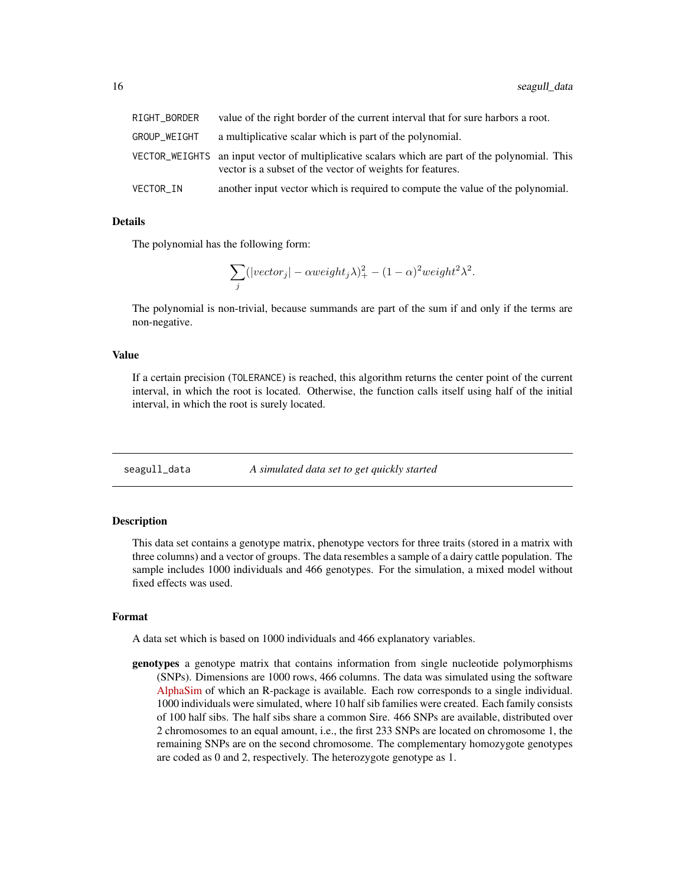| | |
|---|---|
| RIGHT_BORDER | value of the right border of the current interval that for sure harbors a root. |
| GROUP_WEIGHT | a multiplicative scalar which is part of the polynomial. |
| VECTOR_WEIGHTS | an input vector of multiplicative scalars which are part of the polynomial. This vector is a subset of the vector of weights for features. |
| VECTOR_IN | another input vector which is required to compute the value of the polynomial. |

### Details

The polynomial has the following form:

$$\sum_j (|vector_j| - \alpha weight_j \lambda)_+^2 - (1-\alpha)^2 weight^2 \lambda^2.$$

The polynomial is non-trivial, because summands are part of the sum if and only if the terms are non-negative.

### Value

If a certain precision (TOLERANCE) is reached, this algorithm returns the center point of the current interval, in which the root is located. Otherwise, the function calls itself using half of the initial interval, in which the root is surely located.

---

## seagull_data — *A simulated data set to get quickly started*

---

### Description

This data set contains a genotype matrix, phenotype vectors for three traits (stored in a matrix with three columns) and a vector of groups. The data resembles a sample of a dairy cattle population. The sample includes 1000 individuals and 466 genotypes. For the simulation, a mixed model without fixed effects was used.

### Format

A data set which is based on 1000 individuals and 466 explanatory variables.

**genotypes** a genotype matrix that contains information from single nucleotide polymorphisms (SNPs). Dimensions are 1000 rows, 466 columns. The data was simulated using the software AlphaSim of which an R-package is available. Each row corresponds to a single individual. 1000 individuals were simulated, where 10 half sib families were created. Each family consists of 100 half sibs. The half sibs share a common Sire. 466 SNPs are available, distributed over 2 chromosomes to an equal amount, i.e., the first 233 SNPs are located on chromosome 1, the remaining SNPs are on the second chromosome. The complementary homozygote genotypes are coded as 0 and 2, respectively. The heterozygote genotype as 1.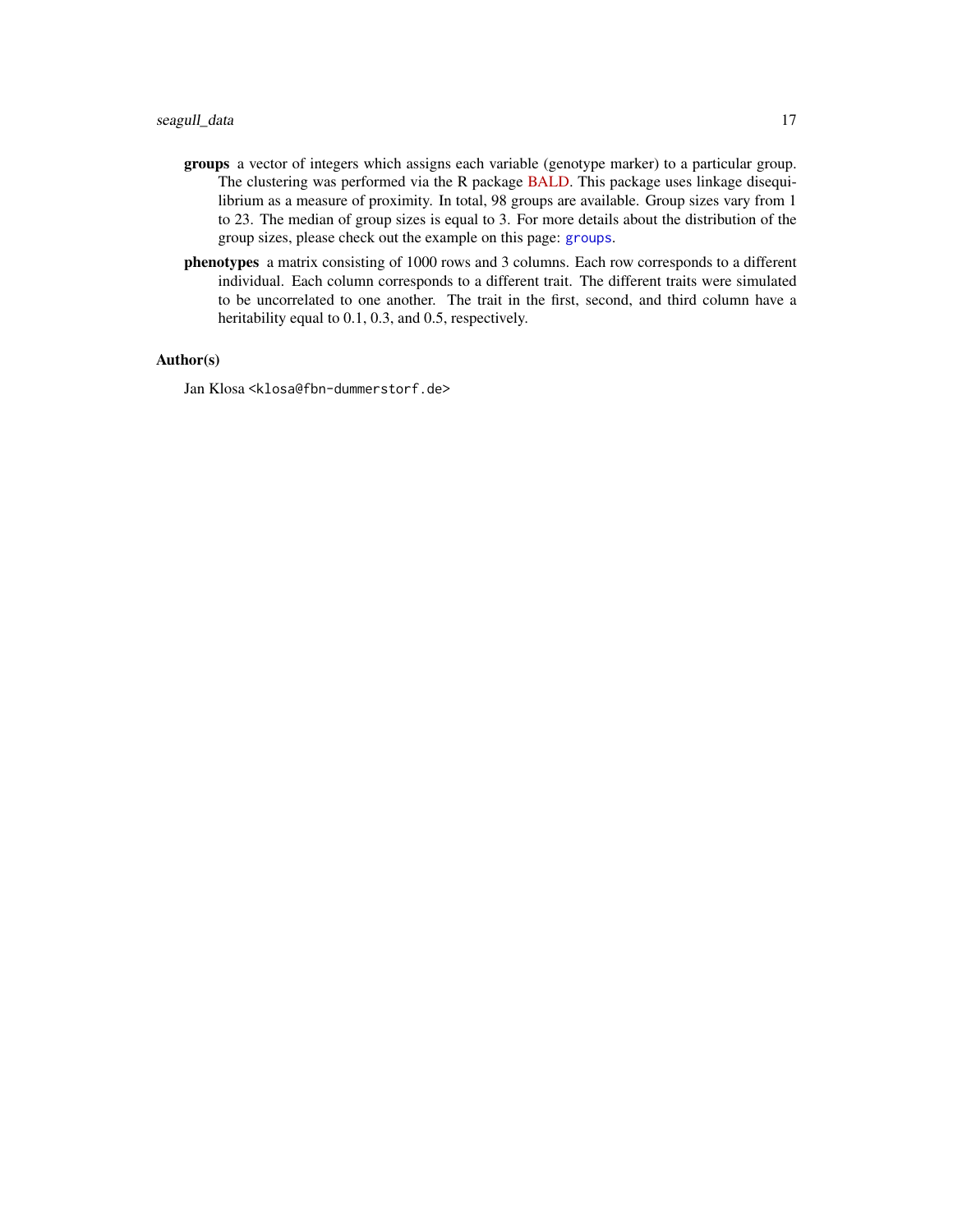**groups** a vector of integers which assigns each variable (genotype marker) to a particular group. The clustering was performed via the R package BALD. This package uses linkage disequilibrium as a measure of proximity. In total, 98 groups are available. Group sizes vary from 1 to 23. The median of group sizes is equal to 3. For more details about the distribution of the group sizes, please check out the example on this page: `groups`.

**phenotypes** a matrix consisting of 1000 rows and 3 columns. Each row corresponds to a different individual. Each column corresponds to a different trait. The different traits were simulated to be uncorrelated to one another. The trait in the first, second, and third column have a heritability equal to 0.1, 0.3, and 0.5, respectively.

### Author(s)

Jan Klosa <klosa@fbn-dummerstorf.de>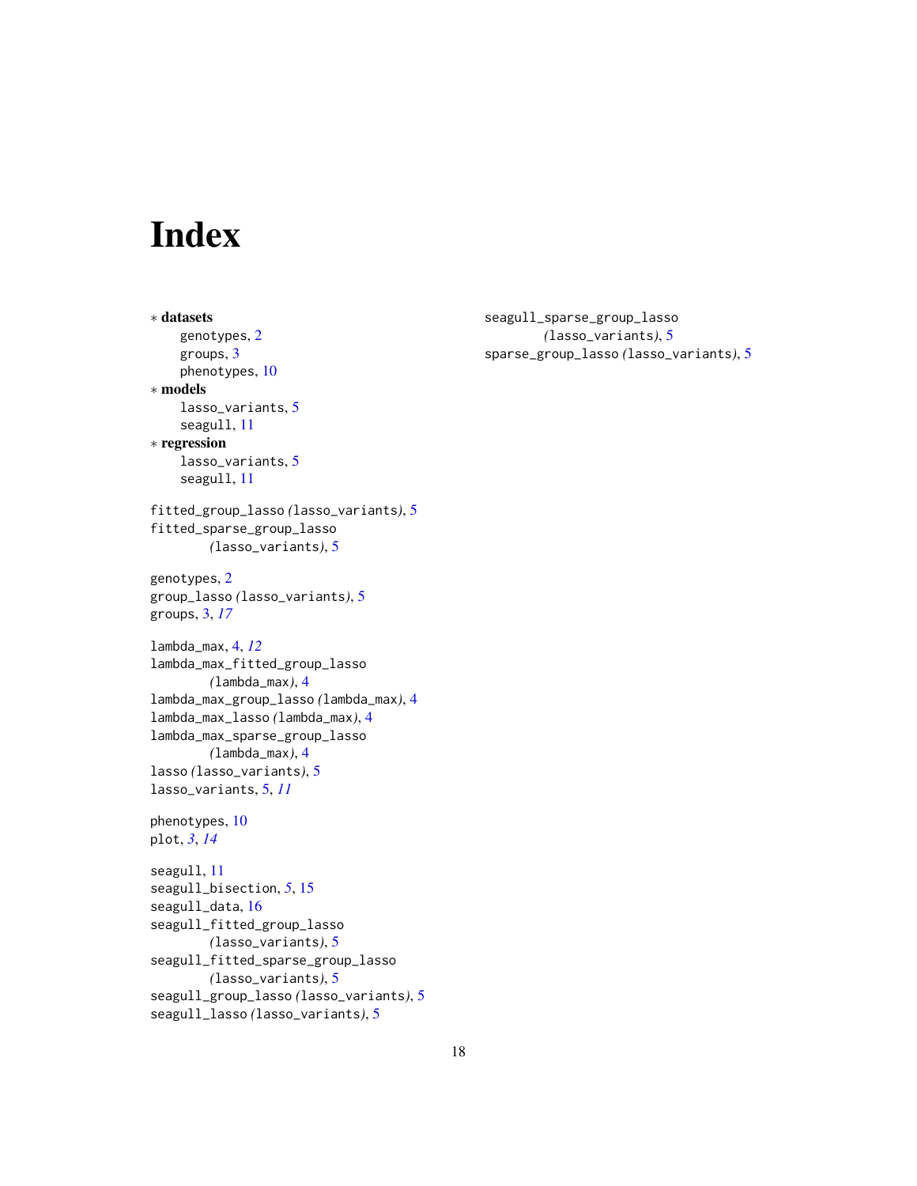// Index

# Index

∗ **datasets**
- genotypes, 2
- groups, 3
- phenotypes, 10

∗ **models**
- lasso_variants, 5
- seagull, 11

∗ **regression**
- lasso_variants, 5
- seagull, 11

fitted_group_lasso *(*lasso_variants*)*, 5
fitted_sparse_group_lasso *(*lasso_variants*)*, 5

genotypes, 2
group_lasso *(*lasso_variants*)*, 5
groups, 3, *17*

lambda_max, 4, *12*
lambda_max_fitted_group_lasso *(*lambda_max*)*, 4
lambda_max_group_lasso *(*lambda_max*)*, 4
lambda_max_lasso *(*lambda_max*)*, 4
lambda_max_sparse_group_lasso *(*lambda_max*)*, 4
lasso *(*lasso_variants*)*, 5
lasso_variants, 5, *11*

phenotypes, 10
plot, *3*, *14*

seagull, 11
seagull_bisection, *5*, 15
seagull_data, 16
seagull_fitted_group_lasso *(*lasso_variants*)*, 5
seagull_fitted_sparse_group_lasso *(*lasso_variants*)*, 5
seagull_group_lasso *(*lasso_variants*)*, 5
seagull_lasso *(*lasso_variants*)*, 5
seagull_sparse_group_lasso *(*lasso_variants*)*, 5
sparse_group_lasso *(*lasso_variants*)*, 5